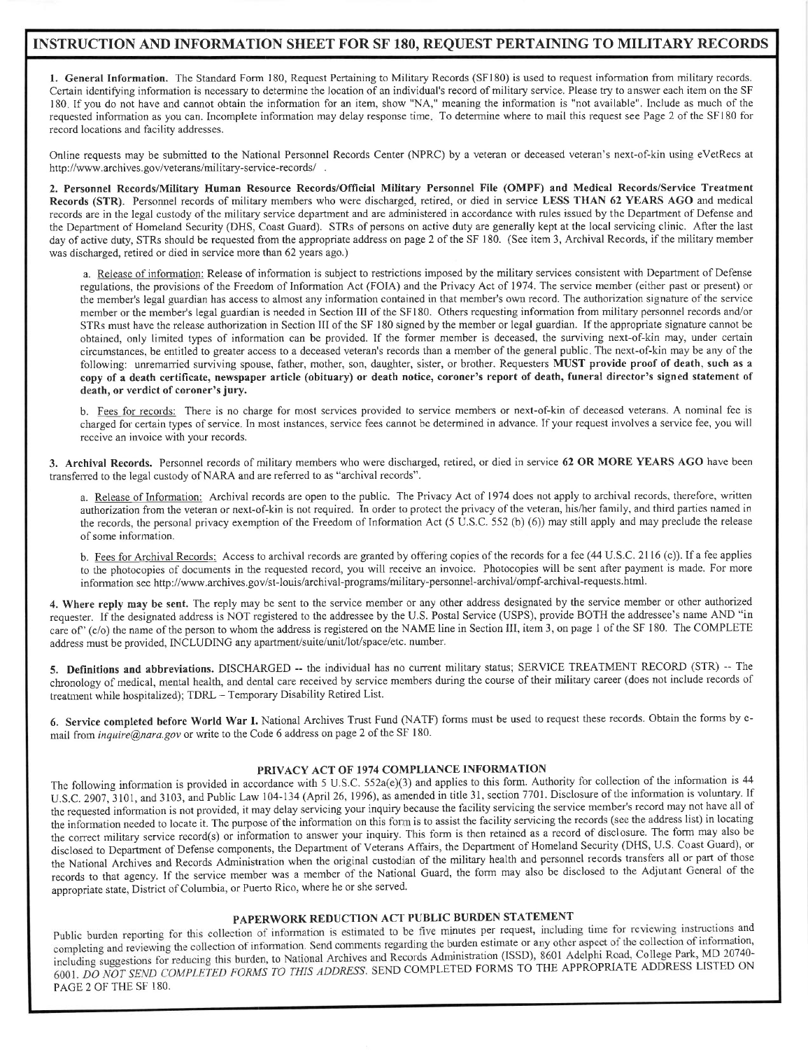# INSTRUCTION AND INFORMATION SHEET FOR SF 180, REQUEST PERTAINING TO MILITARY RECORDS

**1. General Information.** The Standard Form 180, Request Pertaining to Military Records (SF180) is used to request information from military records. Certain identifying information is necessary to determine the location of an individual's record of military service. Please try to answer each item on the SF 180. If you do not have and cannot obtain the information for an item, show "NA," meaning the information is "not available". Include as much of the requested information as you can. Incomplete information may delay response time. To determine where to mail this request see Page 2 of the SF180 for record locations and facility addresses.

Online requests may be submitted to the National Personnel Records Center (NPRC) by a veteran or deceased veteran's next-of-kin using eVetRecs at http://www.archives.gov/veterans/military-service-records/ .

**2. Personnel Records/Military Human Resource Records/Official Military Personnel File (OMPF) and Medical Records/Service Treatment Records (STR).** Personnel records of military members who were discharged, retired, or died in service **LESS THAN 62 YEARS AGO** and medical records are in the legal custody of the military service department and are administered in accordance with rules issued by the Department of Defense and the Department of Homeland Security (DHS, Coast Guard). STRs of persons on active duty are generally kept at the local servicing clinic. After the last day of active duty, STRs should be requested from the appropriate address on page 2 of the SF 180. (See item 3, Archival Records, if the military member was discharged, retired or died in service more than 62 years ago.)

a. Release of information: Release of information is subject to restrictions imposed by the military services consistent with Department of Defense regulations, the provisions of the Freedom of Information Act (FOIA) and the Privacy Act of 1974. The service member (either past or present) or the member's legal guardian has access to almost any information contained in that member's own record. The authorization signature of the service member or the member's legal guardian is needed in Section III of the SF180. Others requesting information from military personnel records and/or STRs must have the release authorization in Section III of the SF 180 signed by the member or legal guardian. If the appropriate signature cannot be obtained, only limited types of information can be provided. If the former member is deceased, the surviving next-of-kin may, under certain circumstances, be entitled to greater access to a deceased veteran's records than a member of the general public. The next-of-kin may be any of the following: unremarried surviving spouse, father, mother, son, daughter, sister, or brother. Requesters **MUST provide proof of death, such as a copy of a death certificate, newspaper article (obituary) or death notice, coroner's report of death, funeral director's signed statement of death, or verdict of coroner's jury.**

b. Fees for records: There is no charge for most services provided to service members or next-of-kin of deceased veterans. A nominal fee is charged for certain types of service. In most instances, service fees cannot be determined in advance. If your request involves a service fee, you will receive an invoice with your records.

**3. Archival Records.** Personnel records of military members who were discharged, retired, or died in service **62 OR MORE YEARS AGO** have been transferred to the legal custody of NARA and are referred to as "archival records".

a. Release of Information: Archival records are open to the public. The Privacy Act of 1974 does not apply to archival records, therefore, written authorization from the veteran or next-of-kin is not required. In order to protect the privacy of the veteran, his/her family, and third parties named in the records, the personal privacy exemption of the Freedom of Information Act (5 U.S.C. 552 (b) (6)) may still apply and may preclude the release of some information.

b. Fees for Archival Records: Access to archival records are granted by offering copies of the records for a fee (44 U.S.C. 2116 (c)). If a fee applies to the photocopies of documents in the requested record, you will receive an invoice. Photocopies will be sent after payment is made. For more information see http://www.archives.gov/st-louis/archival-programs/military-personnel-archival/ompf-archival-requests.html.

**4. Where reply may be sent.** The reply may be sent to the service member or any other address designated by the service member or other authorized requester. If the designated address is NOT registered to the addressee by the U.S. Postal Service (USPS), provide BOTH the addressee's name AND "in care of" (c/o) the name of the person to whom the address is registered on the NAME line in Section III, item 3, on page 1 of the SF 180. The COMPLETE address must be provided, INCLUDING any apartment/suite/unit/lot/space/etc. number.

**5. Definitions and abbreviations.** DISCHARGED -- the individual has no current military status; SERVICE TREATMENT RECORD (STR) -- The chronology of medical, mental health, and dental care received by service members during the course of their military career (does not include records of treatment while hospitalized); TDRL – Temporary Disability Retired List.

**6. Service completed before World War I.** National Archives Trust Fund (NATF) forms must be used to request these records. Obtain the forms by e-mail from *inquire@nara.gov* or write to the Code 6 address on page 2 of the SF 180.

## PRIVACY ACT OF 1974 COMPLIANCE INFORMATION

The following information is provided in accordance with 5 U.S.C. 552a(e)(3) and applies to this form. Authority for collection of the information is 44 U.S.C. 2907, 3101, and 3103, and Public Law 104-134 (April 26, 1996), as amended in title 31, section 7701. Disclosure of the information is voluntary. If the requested information is not provided, it may delay servicing your inquiry because the facility servicing the service member's record may not have all of the information needed to locate it. The purpose of the information on this form is to assist the facility servicing the records (see the address list) in locating the correct military service record(s) or information to answer your inquiry. This form is then retained as a record of disclosure. The form may also be disclosed to Department of Defense components, the Department of Veterans Affairs, the Department of Homeland Security (DHS, U.S. Coast Guard), or the National Archives and Records Administration when the original custodian of the military health and personnel records transfers all or part of those records to that agency. If the service member was a member of the National Guard, the form may also be disclosed to the Adjutant General of the appropriate state, District of Columbia, or Puerto Rico, where he or she served.

## PAPERWORK REDUCTION ACT PUBLIC BURDEN STATEMENT

Public burden reporting for this collection of information is estimated to be five minutes per request, including time for reviewing instructions and completing and reviewing the collection of information. Send comments regarding the burden estimate or any other aspect of the collection of information, including suggestions for reducing this burden, to National Archives and Records Administration (ISSD), 8601 Adelphi Road, College Park, MD 20740-6001. *DO NOT SEND COMPLETED FORMS TO THIS ADDRESS.* SEND COMPLETED FORMS TO THE APPROPRIATE ADDRESS LISTED ON PAGE 2 OF THE SF 180.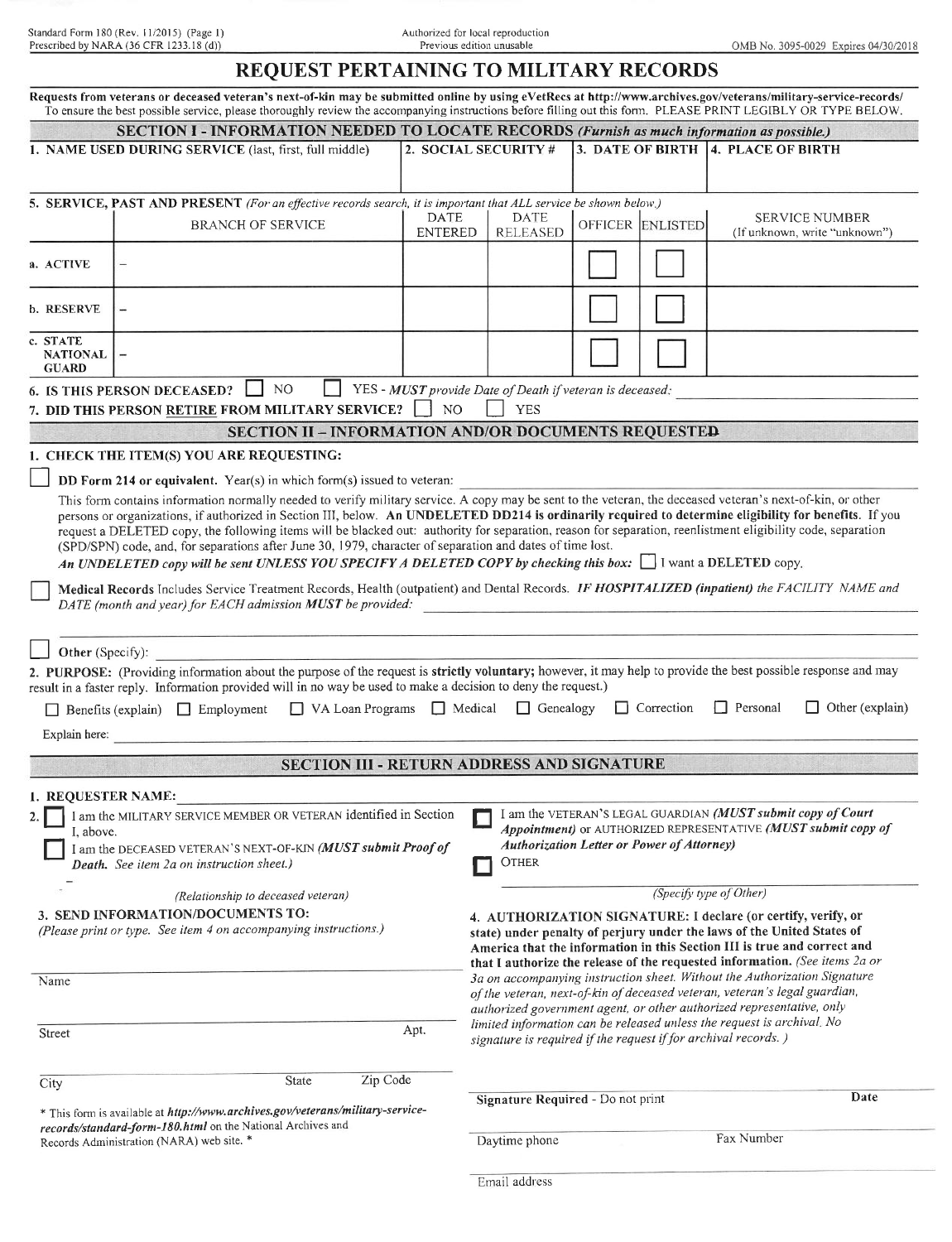Standard Form 180 (Rev. 11/2015) (Page 1)
Prescribed by NARA (36 CFR 1233.18 (d))

Authorized for local reproduction
Previous edition unusable

OMB No. 3095-0029 Expires 04/30/2018

# REQUEST PERTAINING TO MILITARY RECORDS

**Requests from veterans or deceased veteran's next-of-kin may be submitted online by using eVetRecs at http://www.archives.gov/veterans/military-service-records/**
To ensure the best possible service, please thoroughly review the accompanying instructions before filling out this form. PLEASE PRINT LEGIBLY OR TYPE BELOW.

## SECTION I - INFORMATION NEEDED TO LOCATE RECORDS *(Furnish as much information as possible.)*

| 1. NAME USED DURING SERVICE (last, first, full middle) | 2. SOCIAL SECURITY # | 3. DATE OF BIRTH | 4. PLACE OF BIRTH |
|---|---|---|---|
| | | | |

**5. SERVICE, PAST AND PRESENT** *(For an effective records search, it is important that ALL service be shown below.)*

| | BRANCH OF SERVICE | DATE ENTERED | DATE RELEASED | OFFICER | ENLISTED | SERVICE NUMBER (If unknown, write "unknown") |
|---|---|---|---|---|---|---|
| a. ACTIVE | – | | | ☐ | ☐ | |
| b. RESERVE | – | | | ☐ | ☐ | |
| c. STATE NATIONAL GUARD | – | | | ☐ | ☐ | |

**6. IS THIS PERSON DECEASED?** ☐ NO ☐ YES - *MUST provide Date of Death if veteran is deceased:* ____________

**7. DID THIS PERSON RETIRE FROM MILITARY SERVICE?** ☐ NO ☐ YES

## SECTION II – INFORMATION AND/OR DOCUMENTS REQUESTED

**1. CHECK THE ITEM(S) YOU ARE REQUESTING:**

☐ **DD Form 214 or equivalent.** Year(s) in which form(s) issued to veteran: ____________

This form contains information normally needed to verify military service. A copy may be sent to the veteran, the deceased veteran's next-of-kin, or other persons or organizations, if authorized in Section III, below. **An UNDELETED DD214 is ordinarily required to determine eligibility for benefits.** If you request a DELETED copy, the following items will be blacked out: authority for separation, reason for separation, reenlistment eligibility code, separation (SPD/SPN) code, and, for separations after June 30, 1979, character of separation and dates of time lost.
***An UNDELETED copy will be sent UNLESS YOU SPECIFY A DELETED COPY by checking this box:*** ☐ I want a DELETED copy.

☐ **Medical Records** Includes Service Treatment Records, Health (outpatient) and Dental Records. ***IF HOSPITALIZED (inpatient) the FACILITY NAME and*** *DATE (month and year) for EACH admission* ***MUST*** *be provided:* ____________

☐ Other (Specify): ____________

**2. PURPOSE:** (Providing information about the purpose of the request is **strictly voluntary**; however, it may help to provide the best possible response and may result in a faster reply. Information provided will in no way be used to make a decision to deny the request.)

☐ Benefits (explain) ☐ Employment ☐ VA Loan Programs ☐ Medical ☐ Genealogy ☐ Correction ☐ Personal ☐ Other (explain)

Explain here: ____________

## SECTION III - RETURN ADDRESS AND SIGNATURE

**1. REQUESTER NAME:** ____________

**2.** ☐ I am the MILITARY SERVICE MEMBER OR VETERAN identified in Section I, above.

☐ I am the DECEASED VETERAN'S NEXT-OF-KIN ***(MUST submit Proof of Death.*** *See item 2a on instruction sheet.)*

____________
*(Relationship to deceased veteran)*

☐ I am the VETERAN'S LEGAL GUARDIAN ***(MUST submit copy of Court Appointment)*** or AUTHORIZED REPRESENTATIVE ***(MUST submit copy of Authorization Letter or Power of Attorney)***

☐ OTHER

____________
*(Specify type of Other)*

**3. SEND INFORMATION/DOCUMENTS TO:**
*(Please print or type. See item 4 on accompanying instructions.)*

____________
Name

____________
Street Apt.

____________
City State Zip Code

\* This form is available at ***http://www.archives.gov/veterans/military-service-records/standard-form-180.html*** on the National Archives and Records Administration (NARA) web site. \*

**4. AUTHORIZATION SIGNATURE: I declare (or certify, verify, or state) under penalty of perjury under the laws of the United States of America that the information in this Section III is true and correct and that I authorize the release of the requested information.** *(See items 2a or 3a on accompanying instruction sheet. Without the Authorization Signature of the veteran, next-of-kin of deceased veteran, veteran's legal guardian, authorized government agent, or other authorized representative, only limited information can be released unless the request is archival. No signature is required if the request if for archival records.)*

____________
**Signature Required** - Do not print **Date**

____________
Daytime phone Fax Number

____________
Email address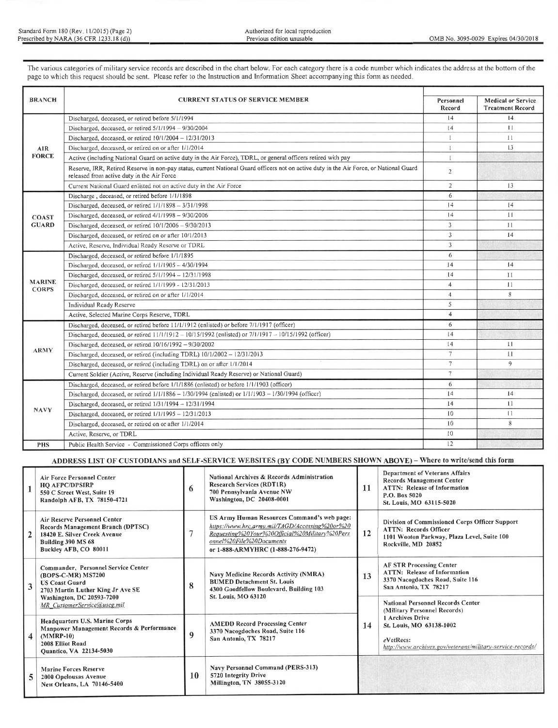The various categories of military service records are described in the chart below. For each category there is a code number which indicates the address at the bottom of the page to which this request should be sent. Please refer to the Instruction and Information Sheet accompanying this form as needed.

| BRANCH | CURRENT STATUS OF SERVICE MEMBER | Personnel Record | Medical or Service Treatment Record |
|---|---|---|---|
| AIR FORCE | Discharged, deceased, or retired before 5/1/1994 | 14 | 14 |
| | Discharged, deceased, or retired 5/1/1994 – 9/30/2004 | 14 | 11 |
| | Discharged, deceased, or retired 10/1/2004 – 12/31/2013 | 1 | 11 |
| | Discharged, deceased, or retired on or after 1/1/2014 | 1 | 13 |
| | Active (including National Guard on active duty in the Air Force), TDRL, or general officers retired with pay | 1 | |
| | Reserve, IRR, Retired Reserve in non-pay status, current National Guard officers not on active duty in the Air Force, or National Guard released from active duty in the Air Force | 2 | |
| | Current National Guard enlisted not on active duty in the Air Force | 2 | 13 |
| COAST GUARD | Discharge, deceased, or retired before 1/1/1898 | 6 | |
| | Discharged, deceased, or retired 1/1/1898 – 3/31/1998 | 14 | 14 |
| | Discharged, deceased, or retired 4/1/1998 – 9/30/2006 | 14 | 11 |
| | Discharged, deceased, or retired 10/1/2006 – 9/30/2013 | 3 | 11 |
| | Discharged, deceased, or retired on or after 10/1/2013 | 3 | 14 |
| | Active, Reserve, Individual Ready Reserve or TDRL | 3 | |
| MARINE CORPS | Discharged, deceased, or retired before 1/1/1895 | 6 | |
| | Discharged, deceased, or retired 1/1/1905 – 4/30/1994 | 14 | 14 |
| | Discharged, deceased, or retired 5/1/1994 – 12/31/1998 | 14 | 11 |
| | Discharged, deceased, or retired 1/1/1999 - 12/31/2013 | 4 | 11 |
| | Discharged, deceased, or retired on or after 1/1/2014 | 4 | 8 |
| | Individual Ready Reserve | 5 | |
| | Active, Selected Marine Corps Reserve, TDRL | 4 | |
| ARMY | Discharged, deceased, or retired before 11/1/1912 (enlisted) or before 7/1/1917 (officer) | 6 | |
| | Discharged, deceased, or retired 11/1/1912 – 10/15/1992 (enlisted) or 7/1/1917 – 10/15/1992 (officer) | 14 | |
| | Discharged, deceased, or retired 10/16/1992 – 9/30/2002 | 14 | 11 |
| | Discharged, deceased, or retired (including TDRL) 10/1/2002 – 12/31/2013 | 7 | 11 |
| | Discharged, deceased, or retired (including TDRL) on or after 1/1/2014 | 7 | 9 |
| | Current Soldier (Active, Reserve (including Individual Ready Reserve) or National Guard) | 7 | |
| NAVY | Discharged, deceased, or retired before 1/1/1886 (enlisted) or before 1/1/1903 (officer) | 6 | |
| | Discharged, deceased, or retired 1/1/1886 – 1/30/1994 (enlisted) or 1/1/1903 – 1/30/1994 (officer) | 14 | 14 |
| | Discharged, deceased, or retired 1/31/1994 – 12/31/1994 | 14 | 11 |
| | Discharged, deceased, or retired 1/1/1995 – 12/31/2013 | 10 | 11 |
| | Discharged, deceased, or retired on or after 1/1/2014 | 10 | 8 |
| | Active, Reserve, or TDRL | 10 | |
| PHS | Public Health Service - Commissioned Corps officers only | 12 | |

## ADDRESS LIST OF CUSTODIANS and SELF-SERVICE WEBSITES (BY CODE NUMBERS SHOWN ABOVE) – Where to write/send this form

| | | | | | |
|---|---|---|---|---|---|
| 1 | Air Force Personnel Center<br>HQ AFPC/DPSIRP<br>550 C Street West, Suite 19<br>Randolph AFB, TX 78150-4721 | 6 | National Archives & Records Administration<br>Research Services (RDT1R)<br>700 Pennsylvania Avenue NW<br>Washington, DC 20408-0001 | 11 | Department of Veterans Affairs<br>Records Management Center<br>ATTN: Release of Information<br>P.O. Box 5020<br>St. Louis, MO 63115-5020 |
| 2 | Air Reserve Personnel Center<br>Records Management Branch (DPTSC)<br>18420 E. Silver Creek Avenue<br>Building 390 MS 68<br>Buckley AFB, CO 80011 | 7 | US Army Human Resources Command's web page:<br>https://www.hrc.army.mil/TAGD/Accessing%20or%20Requesting%20Your%20Official%20Military%20Personnel%20File%20Documents<br>or 1-888-ARMYHRC (1-888-276-9472) | 12 | Division of Commissioned Corps Officer Support<br>ATTN: Records Officer<br>1101 Wooton Parkway, Plaza Level, Suite 100<br>Rockville, MD 20852 |
| 3 | Commander, Personnel Service Center<br>(BOPS-C-MR) MS7200<br>US Coast Guard<br>2703 Martin Luther King Jr Ave SE<br>Washington, DC 20593-7200<br>MR_CustomerService@uscg.mil | 8 | Navy Medicine Records Activity (NMRA)<br>BUMED Detachment St. Louis<br>4300 Goodfellow Boulevard, Building 103<br>St. Louis, MO 63120 | 13 | AF STR Processing Center<br>ATTN: Release of Information<br>3370 Nacogdoches Road, Suite 116<br>San Antonio, TX 78217 |
| 4 | Headquarters U.S. Marine Corps<br>Manpower Management Records & Performance<br>(MMRP-10)<br>2008 Elliot Road<br>Quantico, VA 22134-5030 | 9 | AMEDD Record Processing Center<br>3370 Nacogdoches Road, Suite 116<br>San Antonio, TX 78217 | 14 | National Personnel Records Center<br>(Military Personnel Records)<br>1 Archives Drive<br>St. Louis, MO 63138-1002<br><br>eVetRecs:<br>http://www.archives.gov/veterans/military-service-records/ |
| 5 | Marine Forces Reserve<br>2000 Opelousas Avenue<br>New Orleans, LA 70146-5400 | 10 | Navy Personnel Command (PERS-313)<br>5720 Integrity Drive<br>Millington, TN 38055-3120 | | |